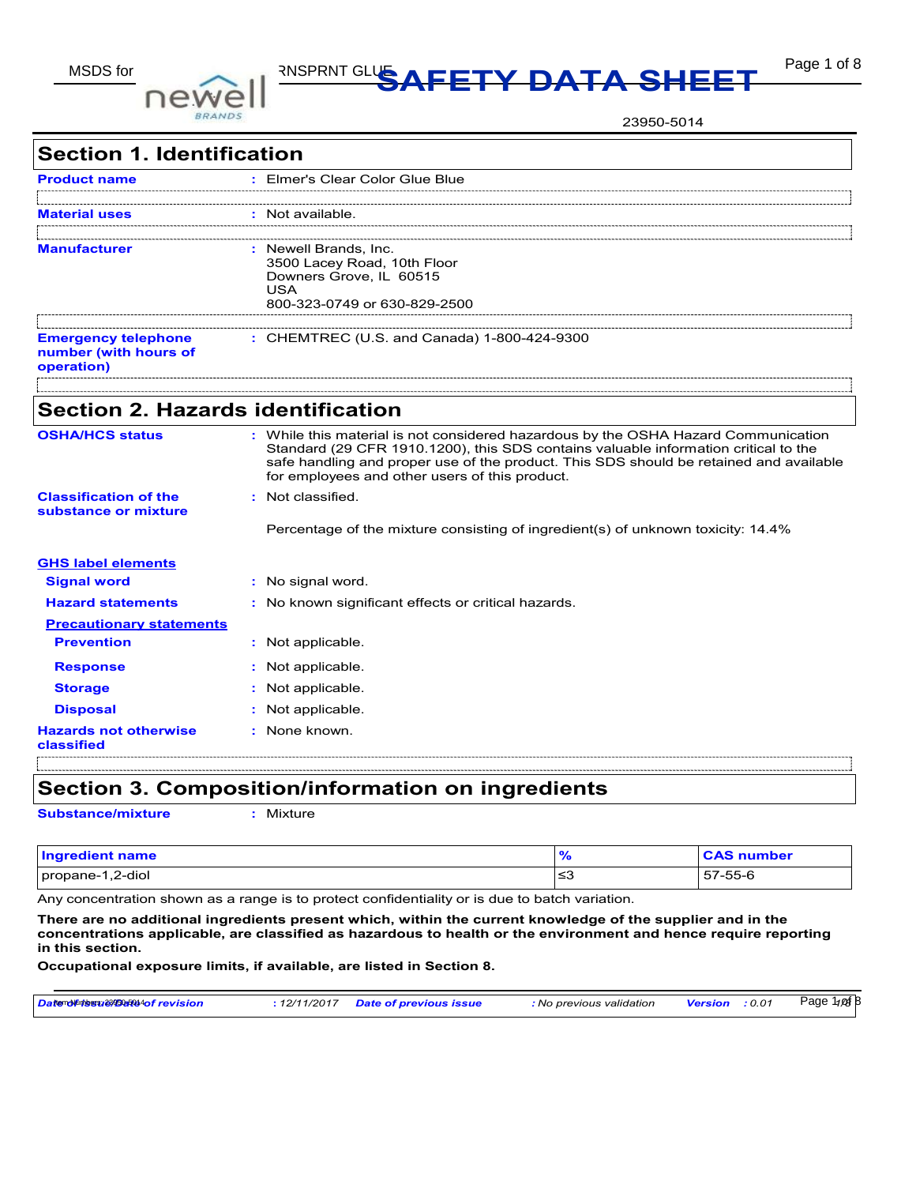# SAFETY DATA SHEET

23950-5014

## Section 1. Identification

**Product name** : Elmer's Clear Color Glue Blue

**Material uses** : Not available.

**Manufacturer** : Newell Brands, Inc.
3500 Lacey Road, 10th Floor
Downers Grove, IL 60515
USA
800-323-0749 or 630-829-2500

**Emergency telephone number (with hours of operation)** : CHEMTREC (U.S. and Canada) 1-800-424-9300

## Section 2. Hazards identification

**OSHA/HCS status** : While this material is not considered hazardous by the OSHA Hazard Communication Standard (29 CFR 1910.1200), this SDS contains valuable information critical to the safe handling and proper use of the product. This SDS should be retained and available for employees and other users of this product.

**Classification of the substance or mixture** : Not classified.

Percentage of the mixture consisting of ingredient(s) of unknown toxicity: 14.4%

**GHS label elements**

**Signal word** : No signal word.

**Hazard statements** : No known significant effects or critical hazards.

**Precautionary statements**

**Prevention** : Not applicable.

**Response** : Not applicable.

**Storage** : Not applicable.

**Disposal** : Not applicable.

**Hazards not otherwise classified** : None known.

## Section 3. Composition/information on ingredients

**Substance/mixture** : Mixture

| Ingredient name | % | CAS number |
|---|---|---|
| propane-1,2-diol | ≤3 | 57-55-6 |

Any concentration shown as a range is to protect confidentiality or is due to batch variation.

**There are no additional ingredients present which, within the current knowledge of the supplier and in the concentrations applicable, are classified as hazardous to health or the environment and hence require reporting in this section.**

**Occupational exposure limits, if available, are listed in Section 8.**

*Date of issue/Date of revision* : 12/11/2017 *Date of previous issue* : No previous validation *Version* : 0.01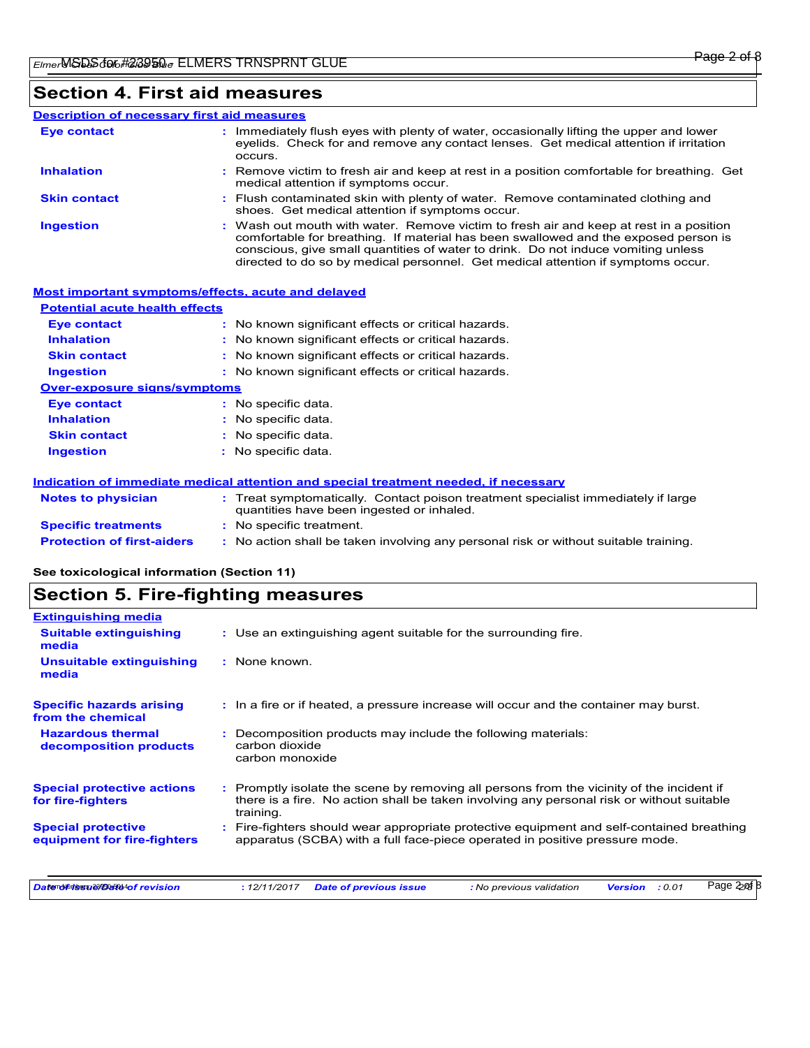# Section 4. First aid measures

## Description of necessary first aid measures

**Eye contact** : Immediately flush eyes with plenty of water, occasionally lifting the upper and lower eyelids. Check for and remove any contact lenses. Get medical attention if irritation occurs.

**Inhalation** : Remove victim to fresh air and keep at rest in a position comfortable for breathing. Get medical attention if symptoms occur.

**Skin contact** : Flush contaminated skin with plenty of water. Remove contaminated clothing and shoes. Get medical attention if symptoms occur.

**Ingestion** : Wash out mouth with water. Remove victim to fresh air and keep at rest in a position comfortable for breathing. If material has been swallowed and the exposed person is conscious, give small quantities of water to drink. Do not induce vomiting unless directed to do so by medical personnel. Get medical attention if symptoms occur.

## Most important symptoms/effects, acute and delayed

### Potential acute health effects

**Eye contact** : No known significant effects or critical hazards.

**Inhalation** : No known significant effects or critical hazards.

**Skin contact** : No known significant effects or critical hazards.

**Ingestion** : No known significant effects or critical hazards.

### Over-exposure signs/symptoms

**Eye contact** : No specific data.

**Inhalation** : No specific data.

**Skin contact** : No specific data.

**Ingestion** : No specific data.

## Indication of immediate medical attention and special treatment needed, if necessary

**Notes to physician** : Treat symptomatically. Contact poison treatment specialist immediately if large quantities have been ingested or inhaled.

**Specific treatments** : No specific treatment.

**Protection of first-aiders** : No action shall be taken involving any personal risk or without suitable training.

**See toxicological information (Section 11)**

# Section 5. Fire-fighting measures

## Extinguishing media

**Suitable extinguishing media** : Use an extinguishing agent suitable for the surrounding fire.

**Unsuitable extinguishing media** : None known.

**Specific hazards arising from the chemical** : In a fire or if heated, a pressure increase will occur and the container may burst.

**Hazardous thermal decomposition products** : Decomposition products may include the following materials:
carbon dioxide
carbon monoxide

**Special protective actions for fire-fighters** : Promptly isolate the scene by removing all persons from the vicinity of the incident if there is a fire. No action shall be taken involving any personal risk or without suitable training.

**Special protective equipment for fire-fighters** : Fire-fighters should wear appropriate protective equipment and self-contained breathing apparatus (SCBA) with a full face-piece operated in positive pressure mode.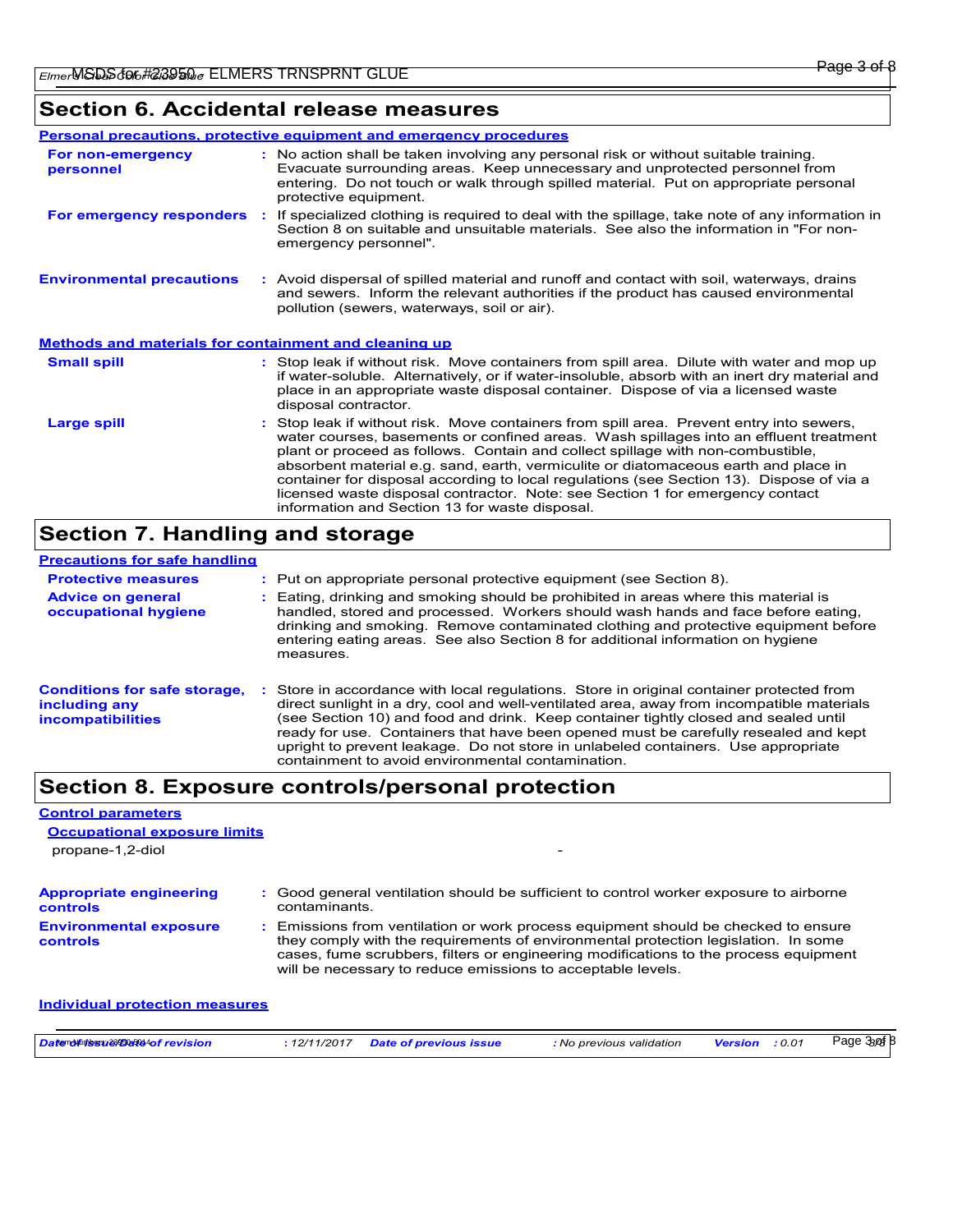## Section 6. Accidental release measures

### Personal precautions, protective equipment and emergency procedures

**For non-emergency personnel** : No action shall be taken involving any personal risk or without suitable training. Evacuate surrounding areas. Keep unnecessary and unprotected personnel from entering. Do not touch or walk through spilled material. Put on appropriate personal protective equipment.

**For emergency responders** : If specialized clothing is required to deal with the spillage, take note of any information in Section 8 on suitable and unsuitable materials. See also the information in "For non-emergency personnel".

**Environmental precautions** : Avoid dispersal of spilled material and runoff and contact with soil, waterways, drains and sewers. Inform the relevant authorities if the product has caused environmental pollution (sewers, waterways, soil or air).

### Methods and materials for containment and cleaning up

**Small spill** : Stop leak if without risk. Move containers from spill area. Dilute with water and mop up if water-soluble. Alternatively, or if water-insoluble, absorb with an inert dry material and place in an appropriate waste disposal container. Dispose of via a licensed waste disposal contractor.

**Large spill** : Stop leak if without risk. Move containers from spill area. Prevent entry into sewers, water courses, basements or confined areas. Wash spillages into an effluent treatment plant or proceed as follows. Contain and collect spillage with non-combustible, absorbent material e.g. sand, earth, vermiculite or diatomaceous earth and place in container for disposal according to local regulations (see Section 13). Dispose of via a licensed waste disposal contractor. Note: see Section 1 for emergency contact information and Section 13 for waste disposal.

## Section 7. Handling and storage

### Precautions for safe handling

**Protective measures** : Put on appropriate personal protective equipment (see Section 8).

**Advice on general occupational hygiene** : Eating, drinking and smoking should be prohibited in areas where this material is handled, stored and processed. Workers should wash hands and face before eating, drinking and smoking. Remove contaminated clothing and protective equipment before entering eating areas. See also Section 8 for additional information on hygiene measures.

**Conditions for safe storage, including any incompatibilities** : Store in accordance with local regulations. Store in original container protected from direct sunlight in a dry, cool and well-ventilated area, away from incompatible materials (see Section 10) and food and drink. Keep container tightly closed and sealed until ready for use. Containers that have been opened must be carefully resealed and kept upright to prevent leakage. Do not store in unlabeled containers. Use appropriate containment to avoid environmental contamination.

## Section 8. Exposure controls/personal protection

### Control parameters

#### Occupational exposure limits

| | |
|---|---|
| propane-1,2-diol | - |

**Appropriate engineering controls** : Good general ventilation should be sufficient to control worker exposure to airborne contaminants.

**Environmental exposure controls** : Emissions from ventilation or work process equipment should be checked to ensure they comply with the requirements of environmental protection legislation. In some cases, fume scrubbers, filters or engineering modifications to the process equipment will be necessary to reduce emissions to acceptable levels.

### Individual protection measures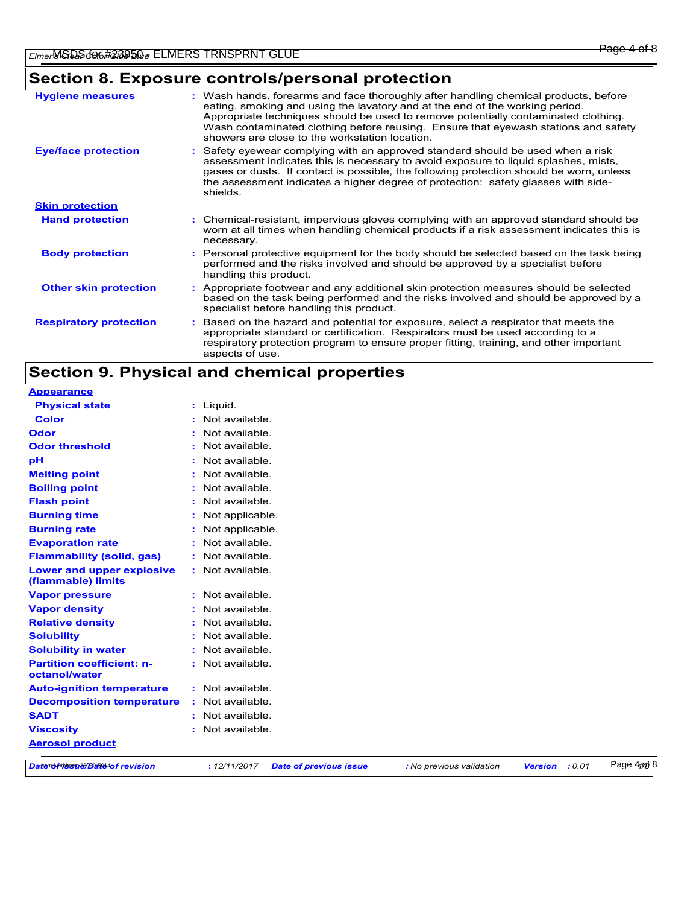## Section 8. Exposure controls/personal protection

| | |
|---|---|
| **Hygiene measures** | : Wash hands, forearms and face thoroughly after handling chemical products, before eating, smoking and using the lavatory and at the end of the working period. Appropriate techniques should be used to remove potentially contaminated clothing. Wash contaminated clothing before reusing. Ensure that eyewash stations and safety showers are close to the workstation location. |
| **Eye/face protection** | : Safety eyewear complying with an approved standard should be used when a risk assessment indicates this is necessary to avoid exposure to liquid splashes, mists, gases or dusts. If contact is possible, the following protection should be worn, unless the assessment indicates a higher degree of protection: safety glasses with side-shields. |
| **Skin protection** | |
| **Hand protection** | : Chemical-resistant, impervious gloves complying with an approved standard should be worn at all times when handling chemical products if a risk assessment indicates this is necessary. |
| **Body protection** | : Personal protective equipment for the body should be selected based on the task being performed and the risks involved and should be approved by a specialist before handling this product. |
| **Other skin protection** | : Appropriate footwear and any additional skin protection measures should be selected based on the task being performed and the risks involved and should be approved by a specialist before handling this product. |
| **Respiratory protection** | : Based on the hazard and potential for exposure, select a respirator that meets the appropriate standard or certification. Respirators must be used according to a respiratory protection program to ensure proper fitting, training, and other important aspects of use. |

## Section 9. Physical and chemical properties

| | |
|---|---|
| **Appearance** | |
| **Physical state** | : Liquid. |
| **Color** | : Not available. |
| **Odor** | : Not available. |
| **Odor threshold** | : Not available. |
| **pH** | : Not available. |
| **Melting point** | : Not available. |
| **Boiling point** | : Not available. |
| **Flash point** | : Not available. |
| **Burning time** | : Not applicable. |
| **Burning rate** | : Not applicable. |
| **Evaporation rate** | : Not available. |
| **Flammability (solid, gas)** | : Not available. |
| **Lower and upper explosive (flammable) limits** | : Not available. |
| **Vapor pressure** | : Not available. |
| **Vapor density** | : Not available. |
| **Relative density** | : Not available. |
| **Solubility** | : Not available. |
| **Solubility in water** | : Not available. |
| **Partition coefficient: n-octanol/water** | : Not available. |
| **Auto-ignition temperature** | : Not available. |
| **Decomposition temperature** | : Not available. |
| **SADT** | : Not available. |
| **Viscosity** | : Not available. |
| **Aerosol product** | |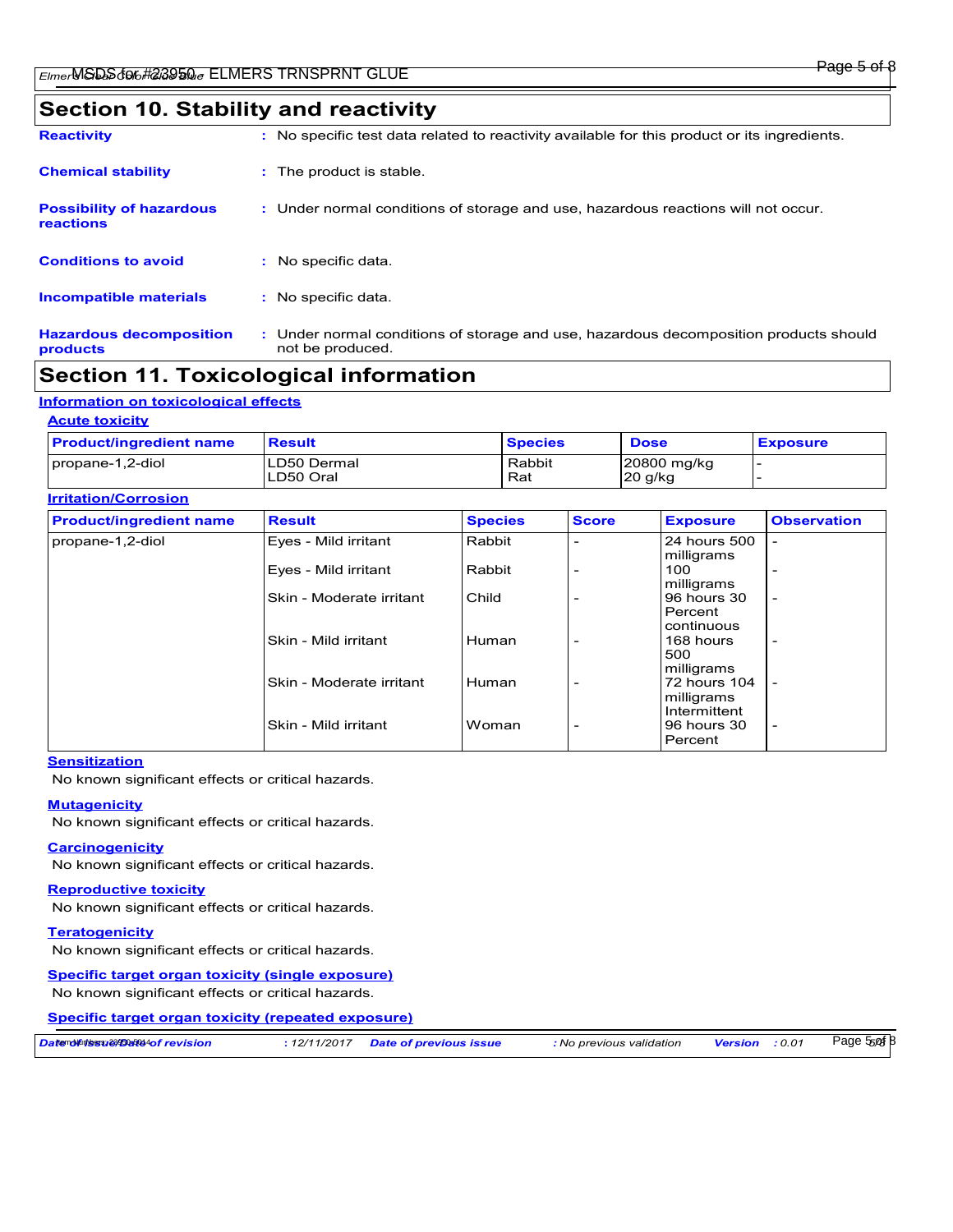## Section 10. Stability and reactivity

**Reactivity** : No specific test data related to reactivity available for this product or its ingredients.

**Chemical stability** : The product is stable.

**Possibility of hazardous reactions** : Under normal conditions of storage and use, hazardous reactions will not occur.

**Conditions to avoid** : No specific data.

**Incompatible materials** : No specific data.

**Hazardous decomposition products** : Under normal conditions of storage and use, hazardous decomposition products should not be produced.

## Section 11. Toxicological information

### Information on toxicological effects

#### Acute toxicity

| Product/ingredient name | Result | Species | Dose | Exposure |
|---|---|---|---|---|
| propane-1,2-diol | LD50 Dermal<br>LD50 Oral | Rabbit<br>Rat | 20800 mg/kg<br>20 g/kg | -<br>- |

#### Irritation/Corrosion

| Product/ingredient name | Result | Species | Score | Exposure | Observation |
|---|---|---|---|---|---|
| propane-1,2-diol | Eyes - Mild irritant | Rabbit | - | 24 hours 500 milligrams | - |
| | Eyes - Mild irritant | Rabbit | - | 100 milligrams | - |
| | Skin - Moderate irritant | Child | - | 96 hours 30 Percent continuous | - |
| | Skin - Mild irritant | Human | - | 168 hours 500 milligrams | - |
| | Skin - Moderate irritant | Human | - | 72 hours 104 milligrams Intermittent | - |
| | Skin - Mild irritant | Woman | - | 96 hours 30 Percent | - |

#### Sensitization

No known significant effects or critical hazards.

#### Mutagenicity

No known significant effects or critical hazards.

#### Carcinogenicity

No known significant effects or critical hazards.

#### Reproductive toxicity

No known significant effects or critical hazards.

#### Teratogenicity

No known significant effects or critical hazards.

#### Specific target organ toxicity (single exposure)

No known significant effects or critical hazards.

#### Specific target organ toxicity (repeated exposure)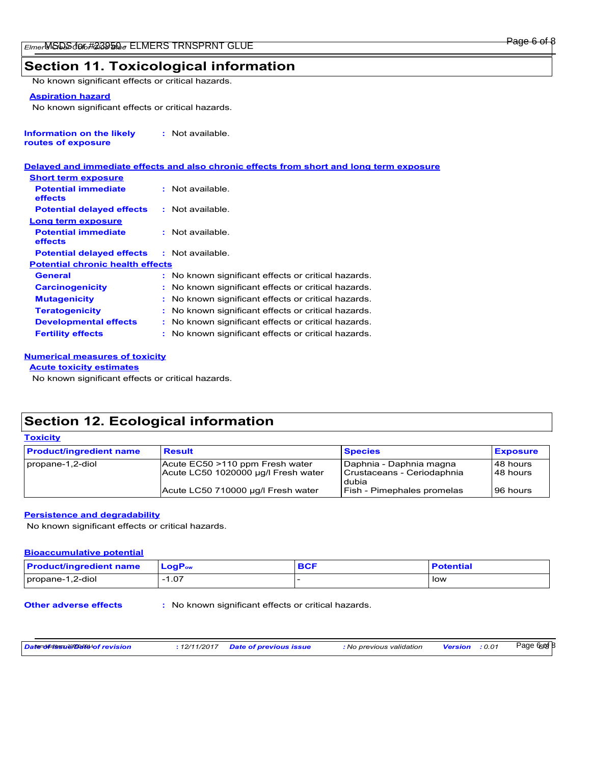## Section 11. Toxicological information

No known significant effects or critical hazards.

**Aspiration hazard**

No known significant effects or critical hazards.

**Information on the likely routes of exposure** : Not available.

**Delayed and immediate effects and also chronic effects from short and long term exposure**

**Short term exposure**

**Potential immediate effects** : Not available.

**Potential delayed effects** : Not available.

**Long term exposure**

**Potential immediate effects** : Not available.

**Potential delayed effects** : Not available.

**Potential chronic health effects**

**General** : No known significant effects or critical hazards.

**Carcinogenicity** : No known significant effects or critical hazards.

**Mutagenicity** : No known significant effects or critical hazards.

**Teratogenicity** : No known significant effects or critical hazards.

**Developmental effects** : No known significant effects or critical hazards.

**Fertility effects** : No known significant effects or critical hazards.

**Numerical measures of toxicity**

**Acute toxicity estimates**

No known significant effects or critical hazards.

## Section 12. Ecological information

**Toxicity**

| Product/ingredient name | Result | Species | Exposure |
|---|---|---|---|
| propane-1,2-diol | Acute EC50 >110 ppm Fresh water | Daphnia - Daphnia magna | 48 hours |
| | Acute LC50 1020000 µg/l Fresh water | Crustaceans - Ceriodaphnia dubia | 48 hours |
| | Acute LC50 710000 µg/l Fresh water | Fish - Pimephales promelas | 96 hours |

**Persistence and degradability**

No known significant effects or critical hazards.

**Bioaccumulative potential**

| Product/ingredient name | $LogP_{ow}$ | BCF | Potential |
|---|---|---|---|
| propane-1,2-diol | -1.07 | - | low |

**Other adverse effects** : No known significant effects or critical hazards.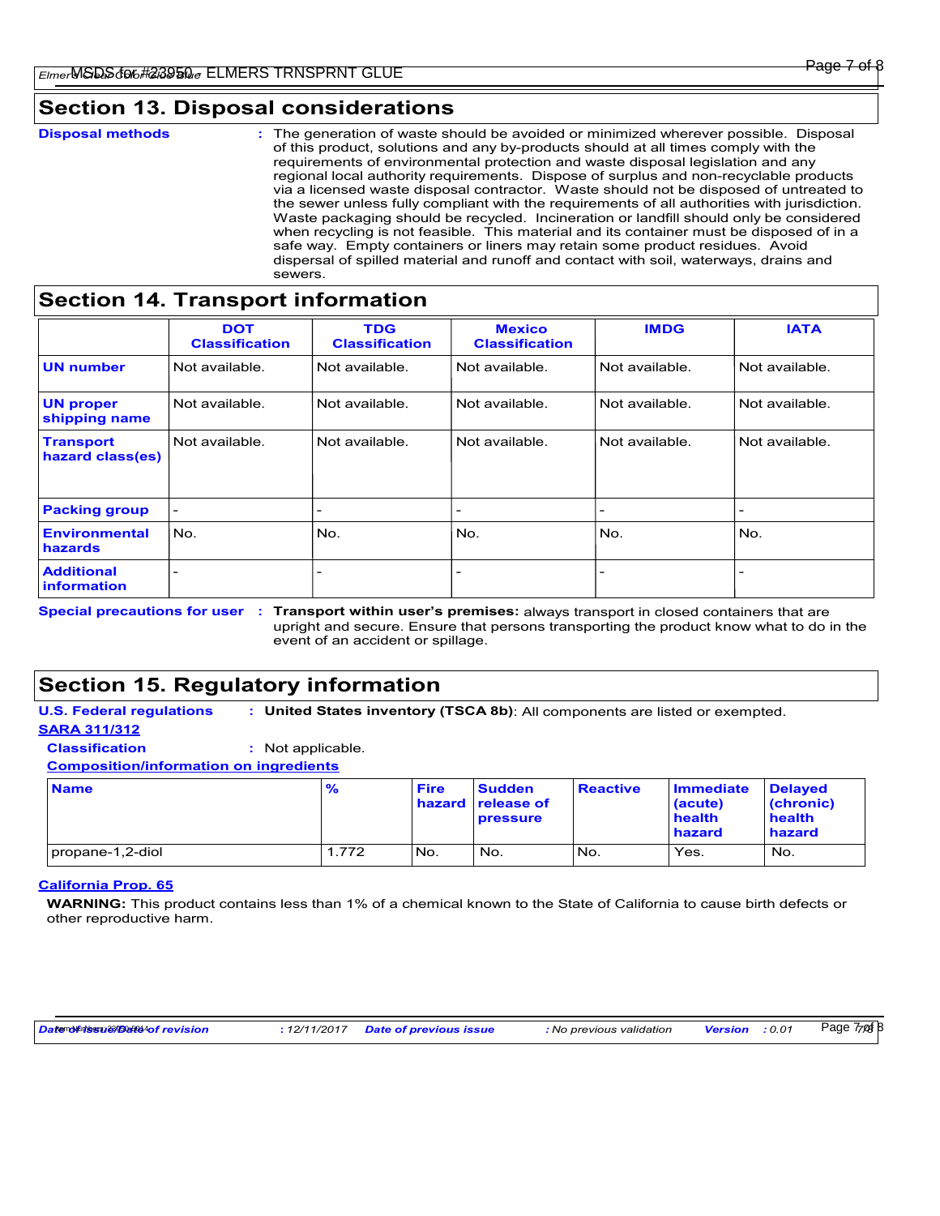## Section 13. Disposal considerations

**Disposal methods** : The generation of waste should be avoided or minimized wherever possible. Disposal of this product, solutions and any by-products should at all times comply with the requirements of environmental protection and waste disposal legislation and any regional local authority requirements. Dispose of surplus and non-recyclable products via a licensed waste disposal contractor. Waste should not be disposed of untreated to the sewer unless fully compliant with the requirements of all authorities with jurisdiction. Waste packaging should be recycled. Incineration or landfill should only be considered when recycling is not feasible. This material and its container must be disposed of in a safe way. Empty containers or liners may retain some product residues. Avoid dispersal of spilled material and runoff and contact with soil, waterways, drains and sewers.

## Section 14. Transport information

| | DOT Classification | TDG Classification | Mexico Classification | IMDG | IATA |
|---|---|---|---|---|---|
| **UN number** | Not available. | Not available. | Not available. | Not available. | Not available. |
| **UN proper shipping name** | Not available. | Not available. | Not available. | Not available. | Not available. |
| **Transport hazard class(es)** | Not available. | Not available. | Not available. | Not available. | Not available. |
| **Packing group** | - | - | - | - | - |
| **Environmental hazards** | No. | No. | No. | No. | No. |
| **Additional information** | - | - | - | - | - |

**Special precautions for user** : **Transport within user's premises:** always transport in closed containers that are upright and secure. Ensure that persons transporting the product know what to do in the event of an accident or spillage.

## Section 15. Regulatory information

**U.S. Federal regulations** : **United States inventory (TSCA 8b)**: All components are listed or exempted.

**SARA 311/312**

**Classification** : Not applicable.

**Composition/information on ingredients**

| Name | % | Fire hazard | Sudden release of pressure | Reactive | Immediate (acute) health hazard | Delayed (chronic) health hazard |
|---|---|---|---|---|---|---|
| propane-1,2-diol | 1.772 | No. | No. | No. | Yes. | No. |

**California Prop. 65**

**WARNING:** This product contains less than 1% of a chemical known to the State of California to cause birth defects or other reproductive harm.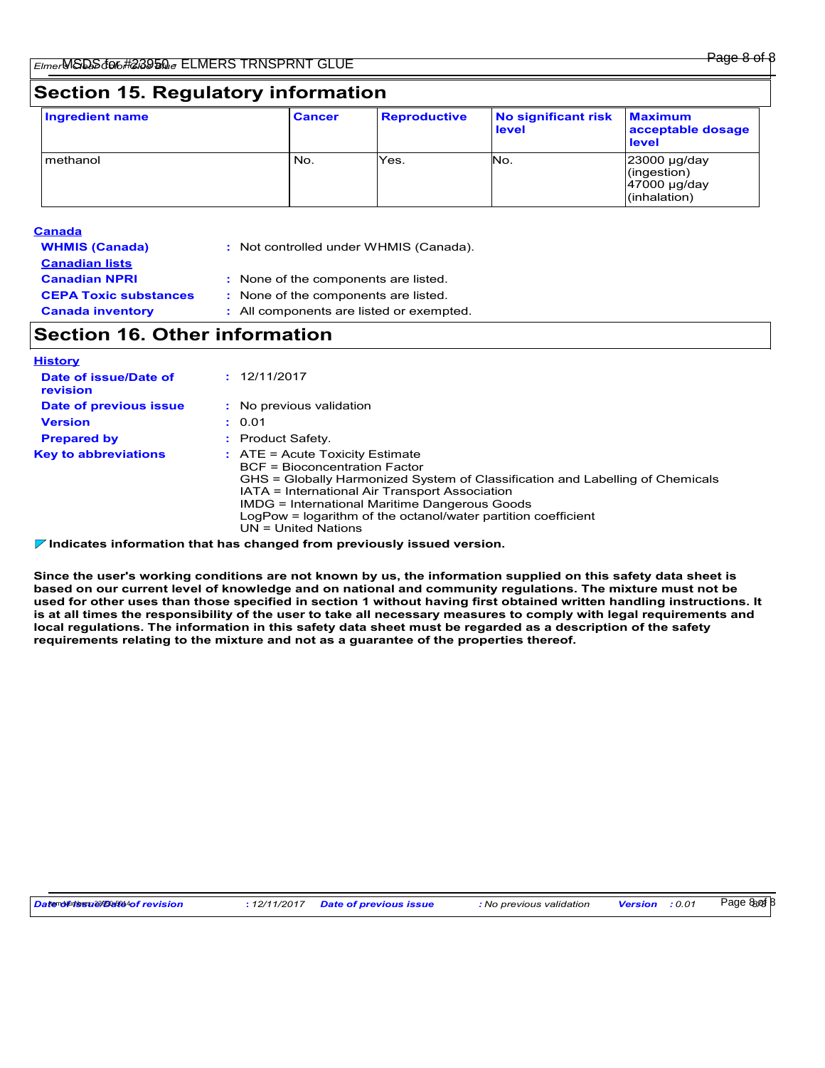## Section 15. Regulatory information

| Ingredient name | Cancer | Reproductive | No significant risk level | Maximum acceptable dosage level |
|---|---|---|---|---|
| methanol | No. | Yes. | No. | 23000 µg/day (ingestion) 47000 µg/day (inhalation) |

**Canada**

**WHMIS (Canada)** : Not controlled under WHMIS (Canada).

**Canadian lists**

**Canadian NPRI** : None of the components are listed.

**CEPA Toxic substances** : None of the components are listed.

**Canada inventory** : All components are listed or exempted.

## Section 16. Other information

**History**

**Date of issue/Date of revision** : 12/11/2017

**Date of previous issue** : No previous validation

**Version** : 0.01

**Prepared by** : Product Safety.

**Key to abbreviations** : ATE = Acute Toxicity Estimate
BCF = Bioconcentration Factor
GHS = Globally Harmonized System of Classification and Labelling of Chemicals
IATA = International Air Transport Association
IMDG = International Maritime Dangerous Goods
LogPow = logarithm of the octanol/water partition coefficient
UN = United Nations

**Indicates information that has changed from previously issued version.**

**Since the user's working conditions are not known by us, the information supplied on this safety data sheet is based on our current level of knowledge and on national and community regulations. The mixture must not be used for other uses than those specified in section 1 without having first obtained written handling instructions. It is at all times the responsibility of the user to take all necessary measures to comply with legal requirements and local regulations. The information in this safety data sheet must be regarded as a description of the safety requirements relating to the mixture and not as a guarantee of the properties thereof.**